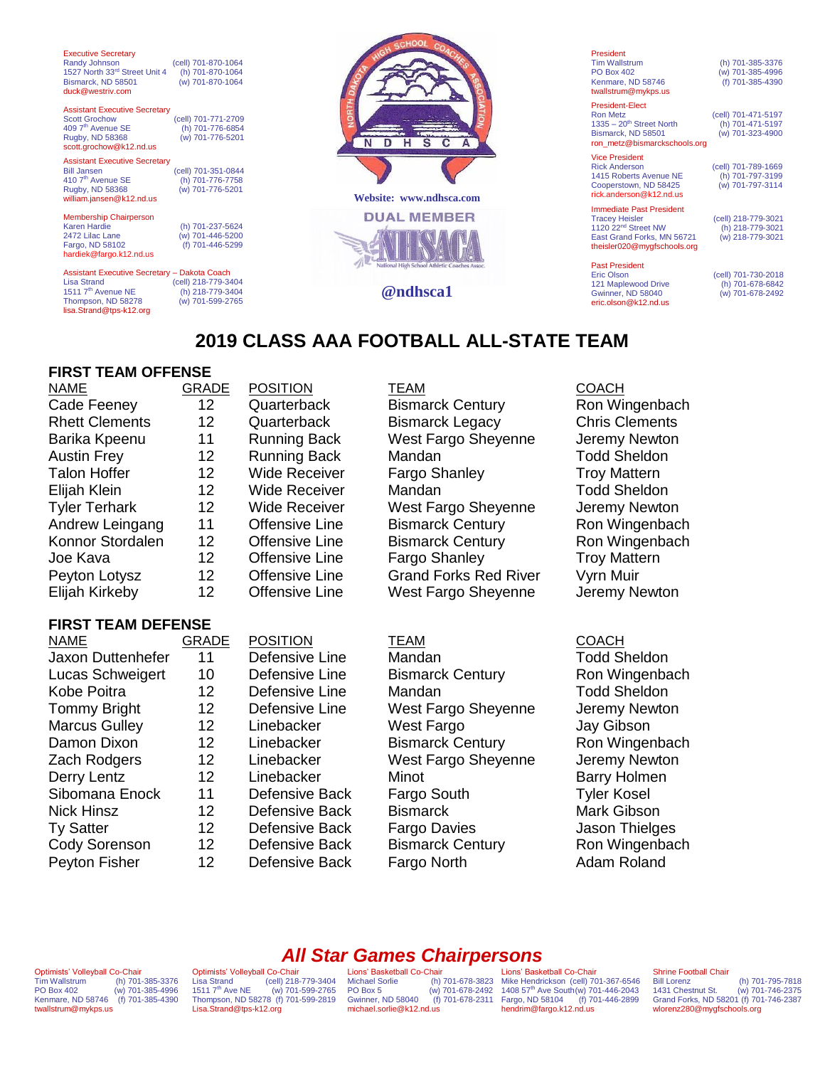Executive Secretary
Randy Johnson (cell) 701-870-1064
1527 North 33rd Street Unit 4 (h) 701-870-1064
Bismarck, ND 58501 (w) 701-870-1064
duck@westriv.com

Assistant Executive Secretary
Scott Grochow (cell) 701-771-2709
409 7th Avenue SE (h) 701-776-6854
Rugby, ND 58368 (w) 701-776-5201
scott.grochow@k12.nd.us

Assistant Executive Secretary
Bill Jansen (cell) 701-351-0844
410 7th Avenue SE (h) 701-776-7758
Rugby, ND 58368 (w) 701-776-5201
william.jansen@k12.nd.us

Membership Chairperson
Karen Hardie (h) 701-237-5624
2472 Lilac Lane (w) 701-446-5200
Fargo, ND 58102 (f) 701-446-5299
hardiek@fargo.k12.nd.us

Assistant Executive Secretary – Dakota Coach
Lisa Strand (cell) 218-779-3404
1511 7th Avenue NE (h) 218-779-3404
Thompson, ND 58278 (w) 701-599-2765
lisa.Strand@tps-k12.org

NORTH DAKOTA HIGH SCHOOL COACHES ASSOCIATION
N D H S C A

Website: www.ndhsca.com

DUAL MEMBER
NHSACA
National High School Athletic Coaches Assoc.

@ndhsca1

President
Tim Wallstrum (h) 701-385-3376
PO Box 402 (w) 701-385-4996
Kenmare, ND 58746 (f) 701-385-4390
twallstrum@mykps.us

President-Elect
Ron Metz (cell) 701-471-5197
1335 – 20th Street North (h) 701-471-5197
Bismarck, ND 58501 (w) 701-323-4900
ron_metz@bismarckschools.org

Vice President
Rick Anderson (cell) 701-789-1669
1415 Roberts Avenue NE (h) 701-797-3199
Cooperstown, ND 58425 (w) 701-797-3114
rick.anderson@k12.nd.us

Immediate Past President
Tracey Heisler (cell) 218-779-3021
1120 22nd Street NW (h) 218-779-3021
East Grand Forks, MN 56721 (w) 218-779-3021
theisler020@mygfschools.org

Past President
Eric Olson (cell) 701-730-2018
121 Maplewood Drive (h) 701-678-6842
Gwinner, ND 58040 (w) 701-678-2492
eric.olson@k12.nd.us

# 2019 CLASS AAA FOOTBALL ALL-STATE TEAM

## FIRST TEAM OFFENSE

| NAME | GRADE | POSITION | TEAM | COACH |
|---|---|---|---|---|
| Cade Feeney | 12 | Quarterback | Bismarck Century | Ron Wingenbach |
| Rhett Clements | 12 | Quarterback | Bismarck Legacy | Chris Clements |
| Barika Kpeenu | 11 | Running Back | West Fargo Sheyenne | Jeremy Newton |
| Austin Frey | 12 | Running Back | Mandan | Todd Sheldon |
| Talon Hoffer | 12 | Wide Receiver | Fargo Shanley | Troy Mattern |
| Elijah Klein | 12 | Wide Receiver | Mandan | Todd Sheldon |
| Tyler Terhark | 12 | Wide Receiver | West Fargo Sheyenne | Jeremy Newton |
| Andrew Leingang | 11 | Offensive Line | Bismarck Century | Ron Wingenbach |
| Konnor Stordalen | 12 | Offensive Line | Bismarck Century | Ron Wingenbach |
| Joe Kava | 12 | Offensive Line | Fargo Shanley | Troy Mattern |
| Peyton Lotysz | 12 | Offensive Line | Grand Forks Red River | Vyrn Muir |
| Elijah Kirkeby | 12 | Offensive Line | West Fargo Sheyenne | Jeremy Newton |

## FIRST TEAM DEFENSE

| NAME | GRADE | POSITION | TEAM | COACH |
|---|---|---|---|---|
| Jaxon Duttenhefer | 11 | Defensive Line | Mandan | Todd Sheldon |
| Lucas Schweigert | 10 | Defensive Line | Bismarck Century | Ron Wingenbach |
| Kobe Poitra | 12 | Defensive Line | Mandan | Todd Sheldon |
| Tommy Bright | 12 | Defensive Line | West Fargo Sheyenne | Jeremy Newton |
| Marcus Gulley | 12 | Linebacker | West Fargo | Jay Gibson |
| Damon Dixon | 12 | Linebacker | Bismarck Century | Ron Wingenbach |
| Zach Rodgers | 12 | Linebacker | West Fargo Sheyenne | Jeremy Newton |
| Derry Lentz | 12 | Linebacker | Minot | Barry Holmen |
| Sibomana Enock | 11 | Defensive Back | Fargo South | Tyler Kosel |
| Nick Hinsz | 12 | Defensive Back | Bismarck | Mark Gibson |
| Ty Satter | 12 | Defensive Back | Fargo Davies | Jason Thielges |
| Cody Sorenson | 12 | Defensive Back | Bismarck Century | Ron Wingenbach |
| Peyton Fisher | 12 | Defensive Back | Fargo North | Adam Roland |

## *All Star Games Chairpersons*

Optimists' Volleyball Co-Chair
Tim Wallstrum (h) 701-385-3376
PO Box 402 (w) 701-385-4996
Kenmare, ND 58746 (f) 701-385-4390
twallstrum@mykps.us

Optimists' Volleyball Co-Chair
Lisa Strand (cell) 218-779-3404
1511 7th Ave NE (w) 701-599-2765
Thompson, ND 58278 (f) 701-599-2819
Lisa.Strand@tps-k12.org

Lions' Basketball Co-Chair
Michael Sorlie (h) 701-678-3823
PO Box 5 (w) 701-678-2492
Gwinner, ND 58040 (f) 701-678-2311
michael.sorlie@k12.nd.us

Lions' Basketball Co-Chair
Mike Hendrickson (cell) 701-367-6546
1408 57th Ave South (w) 701-446-2043
Fargo, ND 58104 (f) 701-446-2899
hendrim@fargo.k12.nd.us

Shrine Football Chair
Bill Lorenz (h) 701-795-7818
1431 Chestnut St. (w) 701-746-2375
Grand Forks, ND 58201 (f) 701-746-2387
wlorenz280@mygfschools.org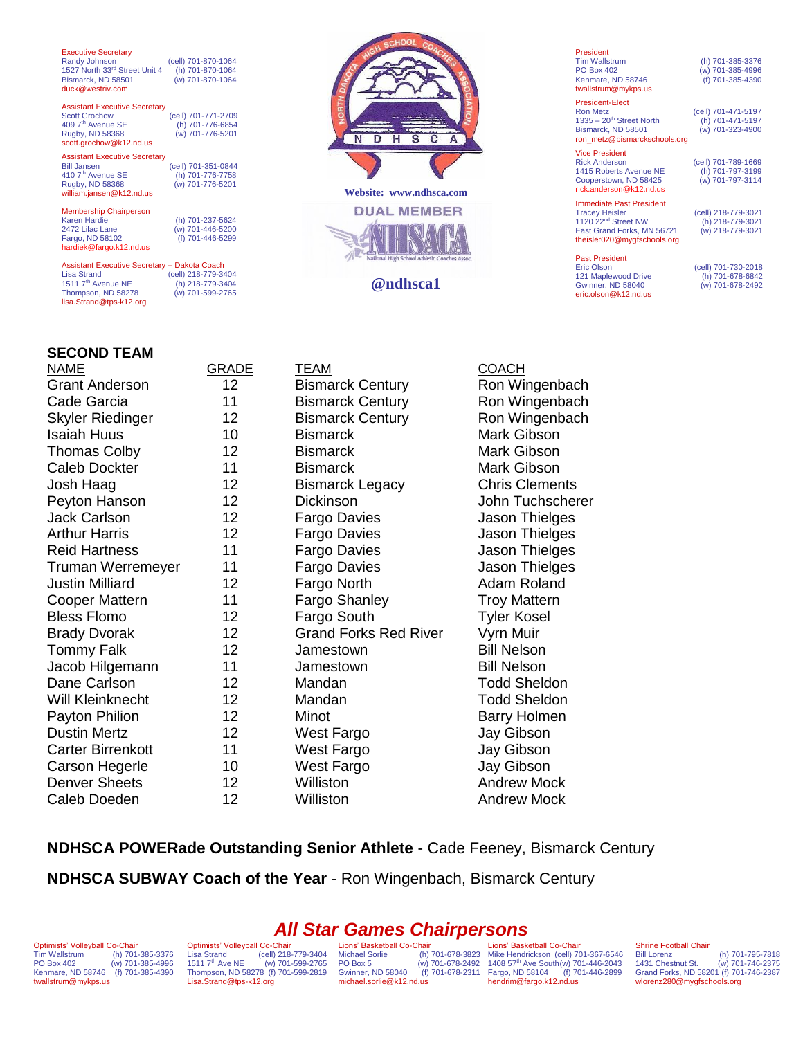Executive Secretary
Randy Johnson (cell) 701-870-1064
1527 North 33rd Street Unit 4 (h) 701-870-1064
Bismarck, ND 58501 (w) 701-870-1064
duck@westriv.com

Assistant Executive Secretary
Scott Grochow (cell) 701-771-2709
409 7th Avenue SE (h) 701-776-6854
Rugby, ND 58368 (w) 701-776-5201
scott.grochow@k12.nd.us

Assistant Executive Secretary
Bill Jansen (cell) 701-351-0844
410 7th Avenue SE (h) 701-776-7758
Rugby, ND 58368 (w) 701-776-5201
william.jansen@k12.nd.us

Membership Chairperson
Karen Hardie (h) 701-237-5624
2472 Lilac Lane (w) 701-446-5200
Fargo, ND 58102 (f) 701-446-5299
hardiek@fargo.k12.nd.us

Assistant Executive Secretary – Dakota Coach
Lisa Strand (cell) 218-779-3404
1511 7th Avenue NE (h) 218-779-3404
Thompson, ND 58278 (w) 701-599-2765
lisa.Strand@tps-k12.org

NORTH DAKOTA HIGH SCHOOL COACHES ASSOCIATION
N D H S C A

Website: www.ndhsca.com

DUAL MEMBER
NHSACA
National High School Athletic Coaches Assoc.

@ndhsca1

President
Tim Wallstrum (h) 701-385-3376
PO Box 402 (w) 701-385-4996
Kenmare, ND 58746 (f) 701-385-4390
twallstrum@mykps.us

President-Elect
Ron Metz (cell) 701-471-5197
1335 – 20th Street North (h) 701-471-5197
Bismarck, ND 58501 (w) 701-323-4900
ron_metz@bismarckschools.org

Vice President
Rick Anderson (cell) 701-789-1669
1415 Roberts Avenue NE (h) 701-797-3199
Cooperstown, ND 58425 (w) 701-797-3114
rick.anderson@k12.nd.us

Immediate Past President
Tracey Heisler (cell) 218-779-3021
1120 22nd Street NW (h) 218-779-3021
East Grand Forks, MN 56721 (w) 218-779-3021
theisler020@mygfschools.org

Past President
Eric Olson (cell) 701-730-2018
121 Maplewood Drive (h) 701-678-6842
Gwinner, ND 58040 (w) 701-678-2492
eric.olson@k12.nd.us

## SECOND TEAM

| NAME | GRADE | TEAM | COACH |
|---|---|---|---|
| Grant Anderson | 12 | Bismarck Century | Ron Wingenbach |
| Cade Garcia | 11 | Bismarck Century | Ron Wingenbach |
| Skyler Riedinger | 12 | Bismarck Century | Ron Wingenbach |
| Isaiah Huus | 10 | Bismarck | Mark Gibson |
| Thomas Colby | 12 | Bismarck | Mark Gibson |
| Caleb Dockter | 11 | Bismarck | Mark Gibson |
| Josh Haag | 12 | Bismarck Legacy | Chris Clements |
| Peyton Hanson | 12 | Dickinson | John Tuchscherer |
| Jack Carlson | 12 | Fargo Davies | Jason Thielges |
| Arthur Harris | 12 | Fargo Davies | Jason Thielges |
| Reid Hartness | 11 | Fargo Davies | Jason Thielges |
| Truman Werremeyer | 11 | Fargo Davies | Jason Thielges |
| Justin Milliard | 12 | Fargo North | Adam Roland |
| Cooper Mattern | 11 | Fargo Shanley | Troy Mattern |
| Bless Flomo | 12 | Fargo South | Tyler Kosel |
| Brady Dvorak | 12 | Grand Forks Red River | Vyrn Muir |
| Tommy Falk | 12 | Jamestown | Bill Nelson |
| Jacob Hilgemann | 11 | Jamestown | Bill Nelson |
| Dane Carlson | 12 | Mandan | Todd Sheldon |
| Will Kleinknecht | 12 | Mandan | Todd Sheldon |
| Payton Philion | 12 | Minot | Barry Holmen |
| Dustin Mertz | 12 | West Fargo | Jay Gibson |
| Carter Birrenkott | 11 | West Fargo | Jay Gibson |
| Carson Hegerle | 10 | West Fargo | Jay Gibson |
| Denver Sheets | 12 | Williston | Andrew Mock |
| Caleb Doeden | 12 | Williston | Andrew Mock |

**NDHSCA POWERade Outstanding Senior Athlete** - Cade Feeney, Bismarck Century

**NDHSCA SUBWAY Coach of the Year** - Ron Wingenbach, Bismarck Century

## *All Star Games Chairpersons*

Optimists' Volleyball Co-Chair
Tim Wallstrum (h) 701-385-3376
PO Box 402 (w) 701-385-4996
Kenmare, ND 58746 (f) 701-385-4390
twallstrum@mykps.us

Optimists' Volleyball Co-Chair
Lisa Strand (cell) 218-779-3404
1511 7th Ave NE (w) 701-599-2765
Thompson, ND 58278 (f) 701-599-2819
Lisa.Strand@tps-k12.org

Lions' Basketball Co-Chair
Michael Sorlie (h) 701-678-3823
PO Box 5 (w) 701-678-2492
Gwinner, ND 58040 (f) 701-678-2311
michael.sorlie@k12.nd.us

Lions' Basketball Co-Chair
Mike Hendrickson (cell) 701-367-6546
1408 57th Ave South (w) 701-446-2043
Fargo, ND 58104 (f) 701-446-2899
hendrim@fargo.k12.nd.us

Shrine Football Chair
Bill Lorenz (h) 701-795-7818
1431 Chestnut St. (w) 701-746-2375
Grand Forks, ND 58201 (f) 701-746-2387
wlorenz280@mygfschools.org